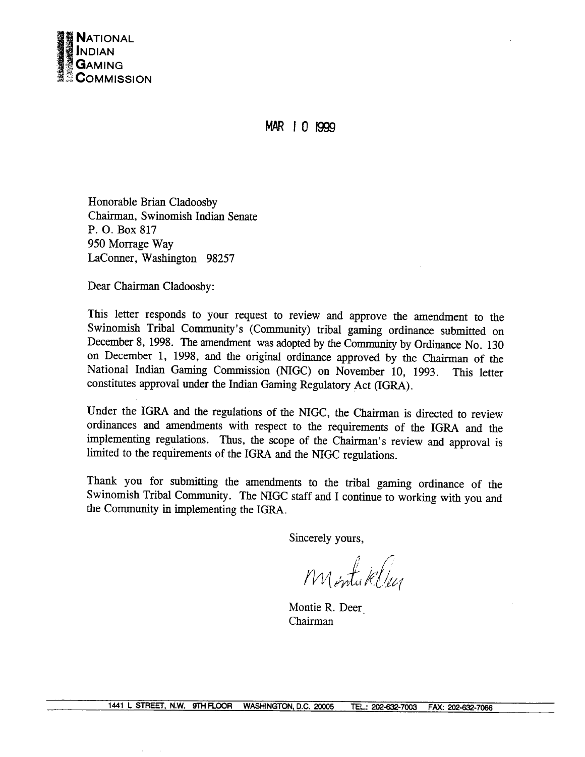**NATIONAL INDIAN GAMING COMMISSION**

MAR 10 1999

Honorable Brian Cladoosby
Chairman, Swinomish Indian Senate
P. O. Box 817
950 Morrage Way
LaConner, Washington 98257

Dear Chairman Cladoosby:

This letter responds to your request to review and approve the amendment to the Swinomish Tribal Community's (Community) tribal gaming ordinance submitted on December 8, 1998. The amendment was adopted by the Community by Ordinance No. 130 on December 1, 1998, and the original ordinance approved by the Chairman of the National Indian Gaming Commission (NIGC) on November 10, 1993. This letter constitutes approval under the Indian Gaming Regulatory Act (IGRA).

Under the IGRA and the regulations of the NIGC, the Chairman is directed to review ordinances and amendments with respect to the requirements of the IGRA and the implementing regulations. Thus, the scope of the Chairman's review and approval is limited to the requirements of the IGRA and the NIGC regulations.

Thank you for submitting the amendments to the tribal gaming ordinance of the Swinomish Tribal Community. The NIGC staff and I continue to working with you and the Community in implementing the IGRA.

Sincerely yours,

Montie R. Deer
Chairman

1441 L STREET, N.W. 9TH FLOOR WASHINGTON, D.C. 20005 TEL.: 202-632-7003 FAX: 202-632-7066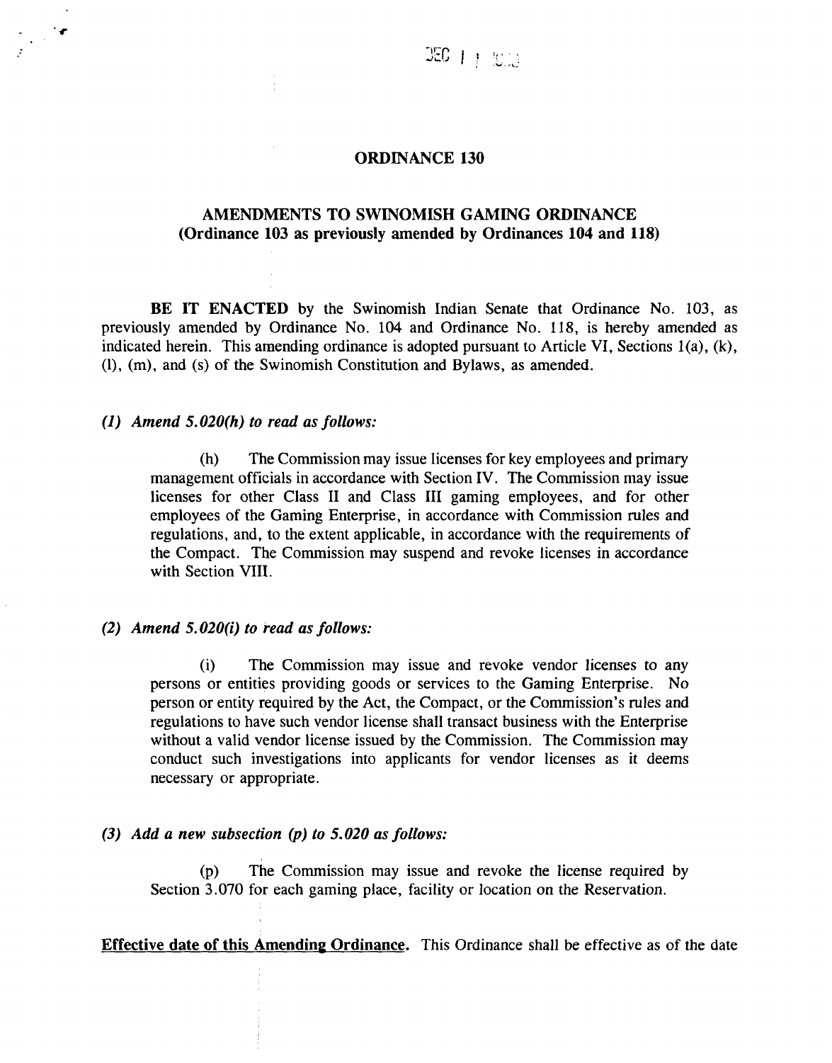## ORDINANCE 130

## AMENDMENTS TO SWINOMISH GAMING ORDINANCE (Ordinance 103 as previously amended by Ordinances 104 and 118)

**BE IT ENACTED** by the Swinomish Indian Senate that Ordinance No. 103, as previously amended by Ordinance No. 104 and Ordinance No. 118, is hereby amended as indicated herein. This amending ordinance is adopted pursuant to Article VI, Sections 1(a), (k), (l), (m), and (s) of the Swinomish Constitution and Bylaws, as amended.

*(1) Amend 5.020(h) to read as follows:*

(h) The Commission may issue licenses for key employees and primary management officials in accordance with Section IV. The Commission may issue licenses for other Class II and Class III gaming employees, and for other employees of the Gaming Enterprise, in accordance with Commission rules and regulations, and, to the extent applicable, in accordance with the requirements of the Compact. The Commission may suspend and revoke licenses in accordance with Section VIII.

*(2) Amend 5.020(i) to read as follows:*

(i) The Commission may issue and revoke vendor licenses to any persons or entities providing goods or services to the Gaming Enterprise. No person or entity required by the Act, the Compact, or the Commission's rules and regulations to have such vendor license shall transact business with the Enterprise without a valid vendor license issued by the Commission. The Commission may conduct such investigations into applicants for vendor licenses as it deems necessary or appropriate.

*(3) Add a new subsection (p) to 5.020 as follows:*

(p) The Commission may issue and revoke the license required by Section 3.070 for each gaming place, facility or location on the Reservation.

**Effective date of this Amending Ordinance.** This Ordinance shall be effective as of the date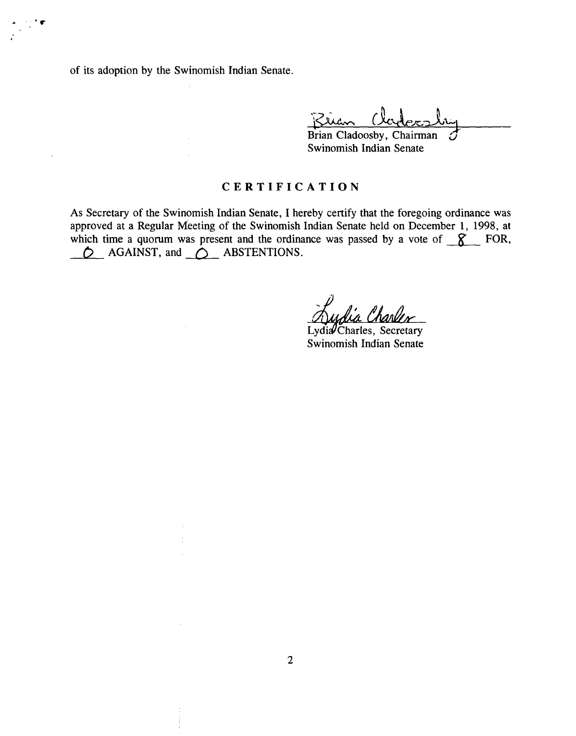of its adoption by the Swinomish Indian Senate.

Brian Cladoosby, Chairman
Swinomish Indian Senate

## CERTIFICATION

As Secretary of the Swinomish Indian Senate, I hereby certify that the foregoing ordinance was approved at a Regular Meeting of the Swinomish Indian Senate held on December 1, 1998, at which time a quorum was present and the ordinance was passed by a vote of 8 FOR, 0 AGAINST, and 0 ABSTENTIONS.

Lydia Charles, Secretary
Swinomish Indian Senate